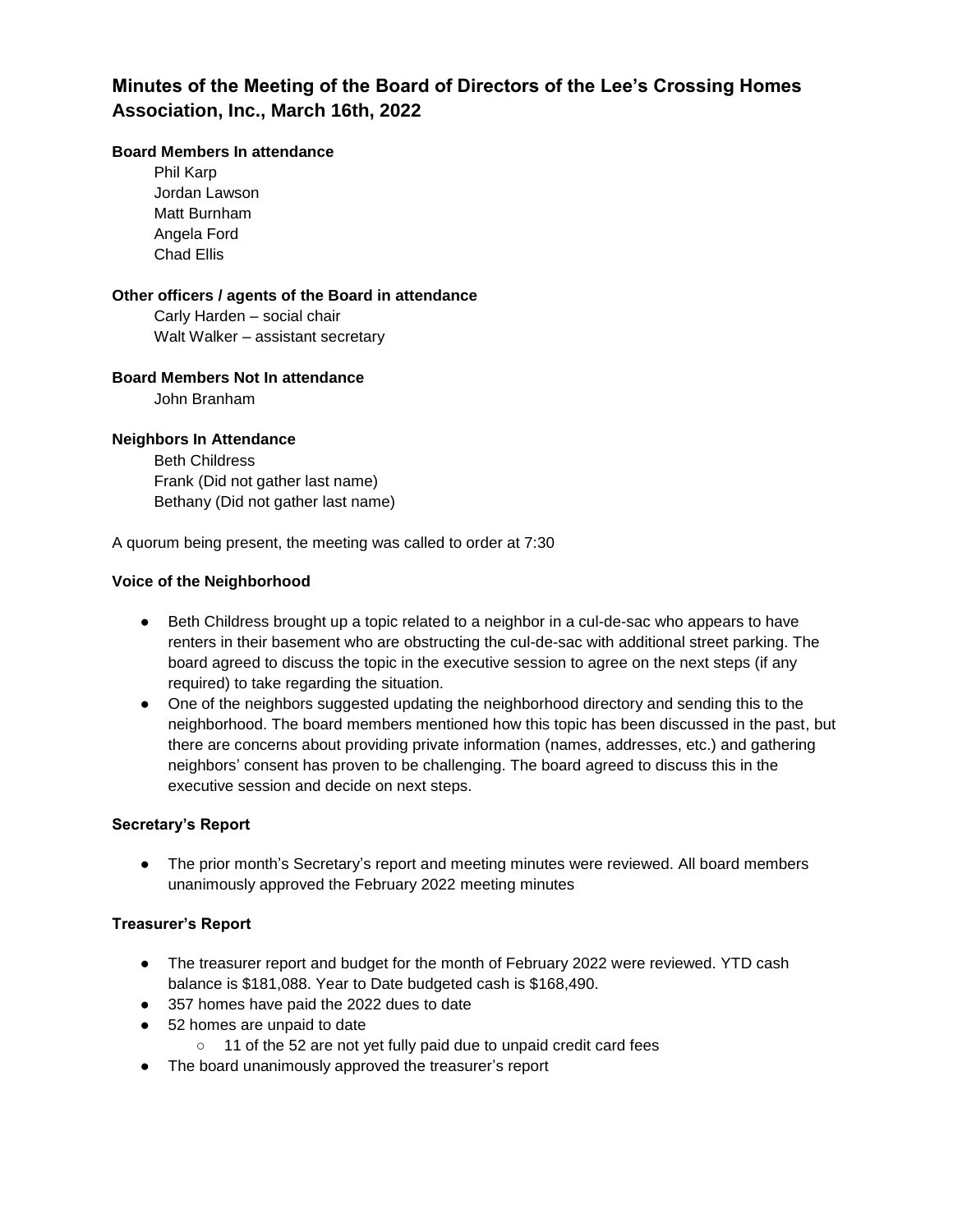# Minutes of the Meeting of the Board of Directors of the Lee's Crossing Homes Association, Inc., March 16th, 2022

**Board Members In attendance**

Phil Karp
Jordan Lawson
Matt Burnham
Angela Ford
Chad Ellis

**Other officers / agents of the Board in attendance**

Carly Harden – social chair
Walt Walker – assistant secretary

**Board Members Not In attendance**

John Branham

**Neighbors In Attendance**

Beth Childress
Frank (Did not gather last name)
Bethany (Did not gather last name)

A quorum being present, the meeting was called to order at 7:30

**Voice of the Neighborhood**

- Beth Childress brought up a topic related to a neighbor in a cul-de-sac who appears to have renters in their basement who are obstructing the cul-de-sac with additional street parking. The board agreed to discuss the topic in the executive session to agree on the next steps (if any required) to take regarding the situation.
- One of the neighbors suggested updating the neighborhood directory and sending this to the neighborhood. The board members mentioned how this topic has been discussed in the past, but there are concerns about providing private information (names, addresses, etc.) and gathering neighbors' consent has proven to be challenging. The board agreed to discuss this in the executive session and decide on next steps.

**Secretary's Report**

- The prior month's Secretary's report and meeting minutes were reviewed. All board members unanimously approved the February 2022 meeting minutes

**Treasurer's Report**

- The treasurer report and budget for the month of February 2022 were reviewed. YTD cash balance is $181,088. Year to Date budgeted cash is $168,490.
- 357 homes have paid the 2022 dues to date
- 52 homes are unpaid to date
  - 11 of the 52 are not yet fully paid due to unpaid credit card fees
- The board unanimously approved the treasurer's report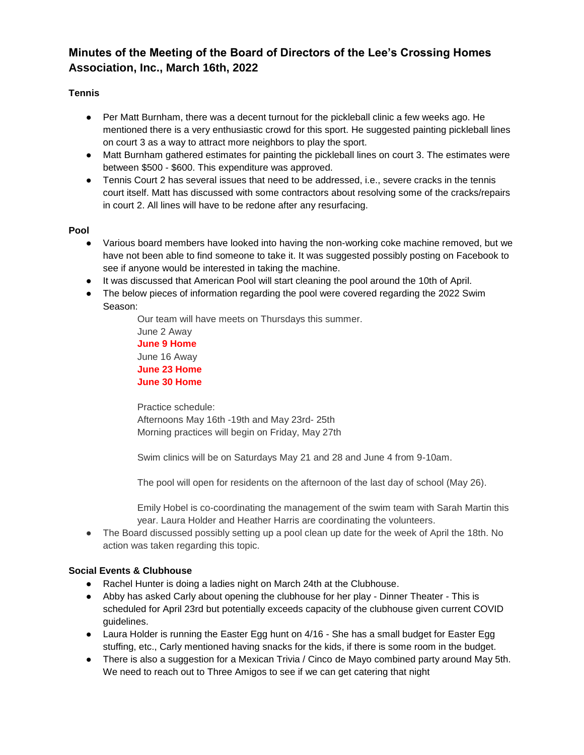# Minutes of the Meeting of the Board of Directors of the Lee's Crossing Homes Association, Inc., March 16th, 2022

### Tennis

- Per Matt Burnham, there was a decent turnout for the pickleball clinic a few weeks ago. He mentioned there is a very enthusiastic crowd for this sport. He suggested painting pickleball lines on court 3 as a way to attract more neighbors to play the sport.
- Matt Burnham gathered estimates for painting the pickleball lines on court 3. The estimates were between $500 - $600. This expenditure was approved.
- Tennis Court 2 has several issues that need to be addressed, i.e., severe cracks in the tennis court itself. Matt has discussed with some contractors about resolving some of the cracks/repairs in court 2. All lines will have to be redone after any resurfacing.

### Pool

- Various board members have looked into having the non-working coke machine removed, but we have not been able to find someone to take it. It was suggested possibly posting on Facebook to see if anyone would be interested in taking the machine.
- It was discussed that American Pool will start cleaning the pool around the 10th of April.
- The below pieces of information regarding the pool were covered regarding the 2022 Swim Season:

  Our team will have meets on Thursdays this summer.
  June 2 Away
  **June 9 Home**
  June 16 Away
  **June 23 Home**
  **June 30 Home**

  Practice schedule:
  Afternoons May 16th -19th and May 23rd- 25th
  Morning practices will begin on Friday, May 27th

  Swim clinics will be on Saturdays May 21 and 28 and June 4 from 9-10am.

  The pool will open for residents on the afternoon of the last day of school (May 26).

  Emily Hobel is co-coordinating the management of the swim team with Sarah Martin this year. Laura Holder and Heather Harris are coordinating the volunteers.

- The Board discussed possibly setting up a pool clean up date for the week of April the 18th. No action was taken regarding this topic.

### Social Events & Clubhouse

- Rachel Hunter is doing a ladies night on March 24th at the Clubhouse.
- Abby has asked Carly about opening the clubhouse for her play - Dinner Theater - This is scheduled for April 23rd but potentially exceeds capacity of the clubhouse given current COVID guidelines.
- Laura Holder is running the Easter Egg hunt on 4/16 - She has a small budget for Easter Egg stuffing, etc., Carly mentioned having snacks for the kids, if there is some room in the budget.
- There is also a suggestion for a Mexican Trivia / Cinco de Mayo combined party around May 5th. We need to reach out to Three Amigos to see if we can get catering that night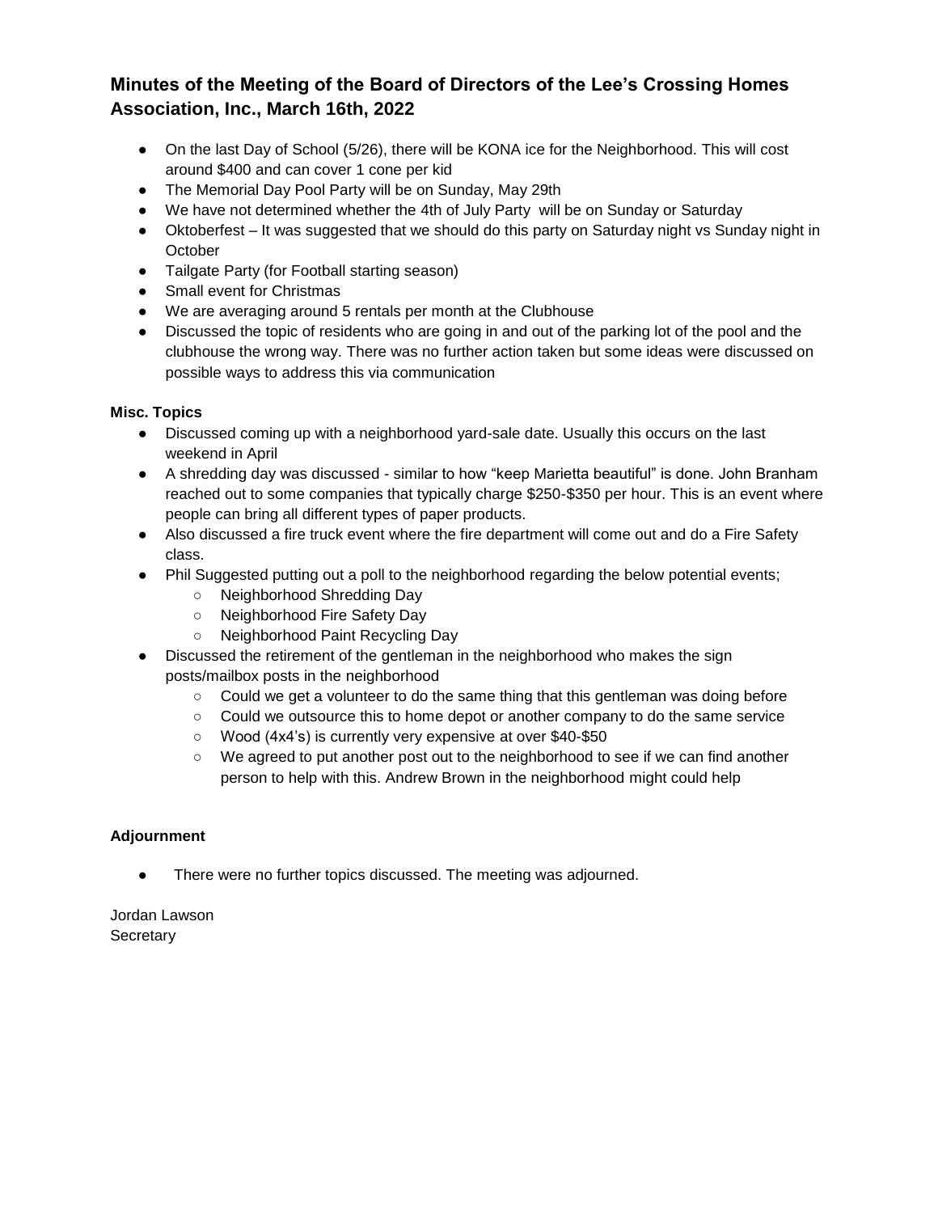## Minutes of the Meeting of the Board of Directors of the Lee's Crossing Homes Association, Inc., March 16th, 2022

- On the last Day of School (5/26), there will be KONA ice for the Neighborhood. This will cost around $400 and can cover 1 cone per kid
- The Memorial Day Pool Party will be on Sunday, May 29th
- We have not determined whether the 4th of July Party will be on Sunday or Saturday
- Oktoberfest – It was suggested that we should do this party on Saturday night vs Sunday night in October
- Tailgate Party (for Football starting season)
- Small event for Christmas
- We are averaging around 5 rentals per month at the Clubhouse
- Discussed the topic of residents who are going in and out of the parking lot of the pool and the clubhouse the wrong way. There was no further action taken but some ideas were discussed on possible ways to address this via communication

**Misc. Topics**

- Discussed coming up with a neighborhood yard-sale date. Usually this occurs on the last weekend in April
- A shredding day was discussed - similar to how "keep Marietta beautiful" is done. John Branham reached out to some companies that typically charge $250-$350 per hour. This is an event where people can bring all different types of paper products.
- Also discussed a fire truck event where the fire department will come out and do a Fire Safety class.
- Phil Suggested putting out a poll to the neighborhood regarding the below potential events;
  - Neighborhood Shredding Day
  - Neighborhood Fire Safety Day
  - Neighborhood Paint Recycling Day
- Discussed the retirement of the gentleman in the neighborhood who makes the sign posts/mailbox posts in the neighborhood
  - Could we get a volunteer to do the same thing that this gentleman was doing before
  - Could we outsource this to home depot or another company to do the same service
  - Wood (4x4's) is currently very expensive at over $40-$50
  - We agreed to put another post out to the neighborhood to see if we can find another person to help with this. Andrew Brown in the neighborhood might could help

**Adjournment**

- There were no further topics discussed. The meeting was adjourned.

Jordan Lawson
Secretary